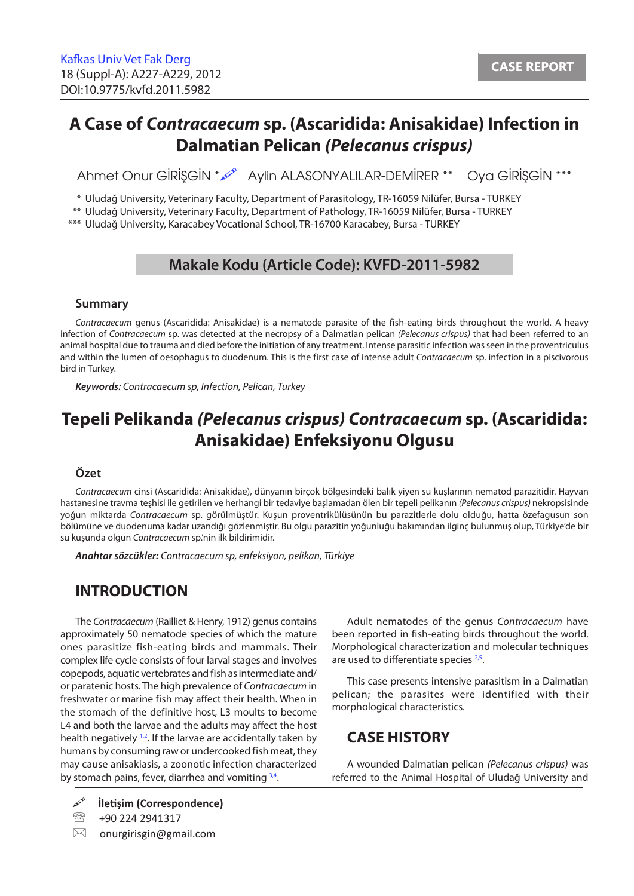# A Case of *Contracaecum* sp. (Ascaridida: Anisakidae) Infection in Dalmatian Pelican *(Pelecanus crispus)*

Ahmet Onur GİRİŞGİN * Aylin ALASONYALILAR-DEMİRER ** Oya GİRİŞGİN ***

\* Uludağ University, Veterinary Faculty, Department of Parasitology, TR-16059 Nilüfer, Bursa - TURKEY
\*\* Uludağ University, Veterinary Faculty, Department of Pathology, TR-16059 Nilüfer, Bursa - TURKEY
\*\*\* Uludağ University, Karacabey Vocational School, TR-16700 Karacabey, Bursa - TURKEY

**Makale Kodu (Article Code): KVFD-2011-5982**

## Summary

*Contracaecum* genus (Ascaridida: Anisakidae) is a nematode parasite of the fish-eating birds throughout the world. A heavy infection of *Contracaecum* sp. was detected at the necropsy of a Dalmatian pelican *(Pelecanus crispus)* that had been referred to an animal hospital due to trauma and died before the initiation of any treatment. Intense parasitic infection was seen in the proventriculus and within the lumen of oesophagus to duodenum. This is the first case of intense adult *Contracaecum* sp. infection in a piscivorous bird in Turkey.

***Keywords:*** *Contracaecum sp, Infection, Pelican, Turkey*

# Tepeli Pelikanda *(Pelecanus crispus) Contracaecum* sp. (Ascaridida: Anisakidae) Enfeksiyonu Olgusu

## Özet

*Contracaecum* cinsi (Ascaridida: Anisakidae), dünyanın birçok bölgesindeki balık yiyen su kuşlarının nematod parazitidir. Hayvan hastanesine travma teşhisi ile getirilen ve herhangi bir tedaviye başlamadan ölen bir tepeli pelikanın *(Pelecanus crispus)* nekropsisinde yoğun miktarda *Contracaecum* sp. görülmüştür. Kuşun proventrikülüsünün bu parazitlerle dolu olduğu, hatta özefagusun son bölümüne ve duodenuma kadar uzandığı gözlenmiştir. Bu olgu parazitin yoğunluğu bakımından ilginç bulunmuş olup, Türkiye'de bir su kuşunda olgun *Contracaecum* sp.'nin ilk bildirimidir.

***Anahtar sözcükler:*** *Contracaecum sp, enfeksiyon, pelikan, Türkiye*

## INTRODUCTION

The *Contracaecum* (Railliet & Henry, 1912) genus contains approximately 50 nematode species of which the mature ones parasitize fish-eating birds and mammals. Their complex life cycle consists of four larval stages and involves copepods, aquatic vertebrates and fish as intermediate and/or paratenic hosts. The high prevalence of *Contracaecum* in freshwater or marine fish may affect their health. When in the stomach of the definitive host, L3 moults to become L4 and both the larvae and the adults may affect the health negatively [1,2]. If the larvae are accidentally taken by humans by consuming raw or undercooked fish meat, they may cause anisakiasis, a zoonotic infection characterized by stomach pains, fever, diarrhea and vomiting [3,4].

Adult nematodes of the genus *Contracaecum* have been reported in fish-eating birds throughout the world. Morphological characterization and molecular techniques are used to differentiate species [2,5].

This case presents intensive parasitism in a Dalmatian pelican; the parasites were identified with their morphological characteristics.

## CASE HISTORY

A wounded Dalmatian pelican *(Pelecanus crispus)* was referred to the Animal Hospital of Uludağ University and

**İletişim (Correspondence)**
+90 224 2941317
onurgirisgin@gmail.com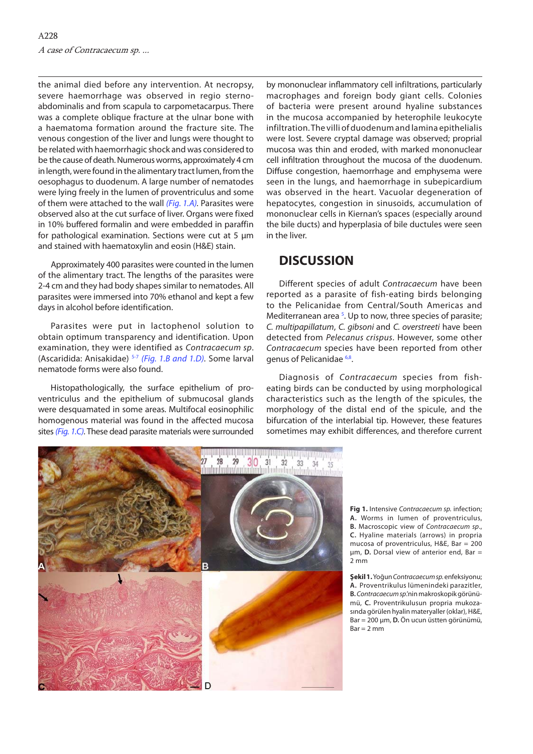the animal died before any intervention. At necropsy, severe haemorrhage was observed in regio sterno-abdominalis and from scapula to carpometacarpus. There was a complete oblique fracture at the ulnar bone with a haematoma formation around the fracture site. The venous congestion of the liver and lungs were thought to be related with haemorrhagic shock and was considered to be the cause of death. Numerous worms, approximately 4 cm in length, were found in the alimentary tract lumen, from the oesophagus to duodenum. A large number of nematodes were lying freely in the lumen of proventriculus and some of them were attached to the wall *(Fig. 1.A)*. Parasites were observed also at the cut surface of liver. Organs were fixed in 10% buffered formalin and were embedded in paraffin for pathological examination. Sections were cut at 5 µm and stained with haematoxylin and eosin (H&E) stain.

Approximately 400 parasites were counted in the lumen of the alimentary tract. The lengths of the parasites were 2-4 cm and they had body shapes similar to nematodes. All parasites were immersed into 70% ethanol and kept a few days in alcohol before identification.

Parasites were put in lactophenol solution to obtain optimum transparency and identification. Upon examination, they were identified as *Contracaecum sp*. (Ascaridida: Anisakidae) [5-7] *(Fig. 1.B and 1.D)*. Some larval nematode forms were also found.

Histopathologically, the surface epithelium of proventriculus and the epithelium of submucosal glands were desquamated in some areas. Multifocal eosinophilic homogenous material was found in the affected mucosa sites *(Fig. 1.C)*. These dead parasite materials were surrounded by mononuclear inflammatory cell infiltrations, particularly macrophages and foreign body giant cells. Colonies of bacteria were present around hyaline substances in the mucosa accompanied by heterophile leukocyte infiltration. The villi of duodenum and lamina epithelialis were lost. Severe cryptal damage was observed; proprial mucosa was thin and eroded, with marked mononuclear cell infiltration throughout the mucosa of the duodenum. Diffuse congestion, haemorrhage and emphysema were seen in the lungs, and haemorrhage in subepicardium was observed in the heart. Vacuolar degeneration of hepatocytes, congestion in sinusoids, accumulation of mononuclear cells in Kiernan's spaces (especially around the bile ducts) and hyperplasia of bile ductules were seen in the liver.

## DISCUSSION

Different species of adult *Contracaecum* have been reported as a parasite of fish-eating birds belonging to the Pelicanidae from Central/South Americas and Mediterranean area [5]. Up to now, three species of parasite; *C. multipapillatum*, *C. gibsoni* and *C. overstreeti* have been detected from *Pelecanus crispus*. However, some other *Contracaecum* species have been reported from other genus of Pelicanidae [6,8].

Diagnosis of *Contracaecum* species from fish-eating birds can be conducted by using morphological characteristics such as the length of the spicules, the morphology of the distal end of the spicule, and the bifurcation of the interlabial tip. However, these features sometimes may exhibit differences, and therefore current

**Fig 1.** Intensive *Contracaecum sp.* infection; **A.** Worms in lumen of proventriculus, **B.** Macroscopic view of *Contracaecum sp*., **C.** Hyaline materials (arrows) in propria mucosa of proventriculus, H&E, Bar = 200 µm, **D.** Dorsal view of anterior end, Bar = 2 mm

**Şekil 1.** Yoğun *Contracaecum sp.* enfeksiyonu; **A.** Proventrikulus lümenindeki parazitler, **B.** *Contracaecum sp*.'nin makroskopik görünümü, **C.** Proventrikulusun propria mukozasında görülen hyalin materyaller (oklar), H&E, Bar = 200 µm, **D.** Ön ucun üstten görünümü, Bar = 2 mm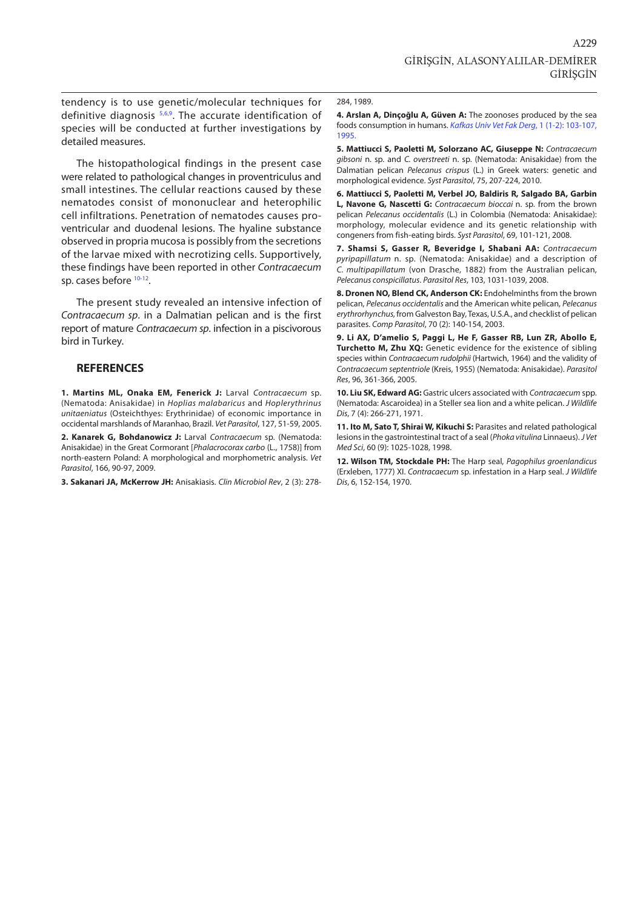tendency is to use genetic/molecular techniques for definitive diagnosis [5,6,9]. The accurate identification of species will be conducted at further investigations by detailed measures.

The histopathological findings in the present case were related to pathological changes in proventriculus and small intestines. The cellular reactions caused by these nematodes consist of mononuclear and heterophilic cell infiltrations. Penetration of nematodes causes proventricular and duodenal lesions. The hyaline substance observed in propria mucosa is possibly from the secretions of the larvae mixed with necrotizing cells. Supportively, these findings have been reported in other *Contracaecum* sp. cases before [10-12].

The present study revealed an intensive infection of *Contracaecum sp*. in a Dalmatian pelican and is the first report of mature *Contracaecum sp*. infection in a piscivorous bird in Turkey.

## REFERENCES

**1. Martins ML, Onaka EM, Fenerick J:** Larval *Contracaecum* sp. (Nematoda: Anisakidae) in *Hoplias malabaricus* and *Hoplerythrinus unitaeniatus* (Osteichthyes: Erythrinidae) of economic importance in occidental marshlands of Maranhao, Brazil. *Vet Parasitol*, 127, 51-59, 2005.

**2. Kanarek G, Bohdanowicz J:** Larval *Contracaecum* sp. (Nematoda: Anisakidae) in the Great Cormorant [*Phalacrocorax carbo* (L., 1758)] from north-eastern Poland: A morphological and morphometric analysis. *Vet Parasitol*, 166, 90-97, 2009.

**3. Sakanari JA, McKerrow JH:** Anisakiasis. *Clin Microbiol Rev*, 2 (3): 278-284, 1989.

**4. Arslan A, Dinçoğlu A, Güven A:** The zoonoses produced by the sea foods consumption in humans. *Kafkas Univ Vet Fak Derg*, 1 (1-2): 103-107, 1995.

**5. Mattiucci S, Paoletti M, Solorzano AC, Giuseppe N:** *Contracaecum gibsoni* n. sp. and *C. overstreeti* n. sp. (Nematoda: Anisakidae) from the Dalmatian pelican *Pelecanus crispus* (L.) in Greek waters: genetic and morphological evidence. *Syst Parasitol*, 75, 207-224, 2010.

**6. Mattiucci S, Paoletti M, Verbel JO, Baldiris R, Salgado BA, Garbin L, Navone G, Nascetti G:** *Contracaecum bioccai* n. sp. from the brown pelican *Pelecanus occidentalis* (L.) in Colombia (Nematoda: Anisakidae): morphology, molecular evidence and its genetic relationship with congeners from fish-eating birds. *Syst Parasitol*, 69, 101-121, 2008.

**7. Shamsi S, Gasser R, Beveridge I, Shabani AA:** *Contracaecum pyripapillatum* n. sp. (Nematoda: Anisakidae) and a description of *C. multipapillatum* (von Drasche, 1882) from the Australian pelican, *Pelecanus conspicillatus*. *Parasitol Res*, 103, 1031-1039, 2008.

**8. Dronen NO, Blend CK, Anderson CK:** Endohelminths from the brown pelican, *Pelecanus occidentalis* and the American white pelican, *Pelecanus erythrorhynchus,* from Galveston Bay, Texas, U.S.A., and checklist of pelican parasites. *Comp Parasitol*, 70 (2): 140-154, 2003.

**9. Li AX, D'amelio S, Paggi L, He F, Gasser RB, Lun ZR, Abollo E, Turchetto M, Zhu XQ:** Genetic evidence for the existence of sibling species within *Contracaecum rudolphii* (Hartwich, 1964) and the validity of *Contracaecum septentriole* (Kreis, 1955) (Nematoda: Anisakidae). *Parasitol Res*, 96, 361-366, 2005.

**10. Liu SK, Edward AG:** Gastric ulcers associated with *Contracaecum* spp. (Nematoda: Ascaroidea) in a Steller sea lion and a white pelican. *J Wildlife Dis*, 7 (4): 266-271, 1971.

**11. Ito M, Sato T, Shirai W, Kikuchi S:** Parasites and related pathological lesions in the gastrointestinal tract of a seal (*Phoka vitulina* Linnaeus). *J Vet Med Sci*, 60 (9): 1025-1028, 1998.

**12. Wilson TM, Stockdale PH:** The Harp seal, *Pagophilus groenlandicus* (Erxleben, 1777) XI. *Contracaecum* sp. infestation in a Harp seal. *J Wildlife Dis*, 6, 152-154, 1970.